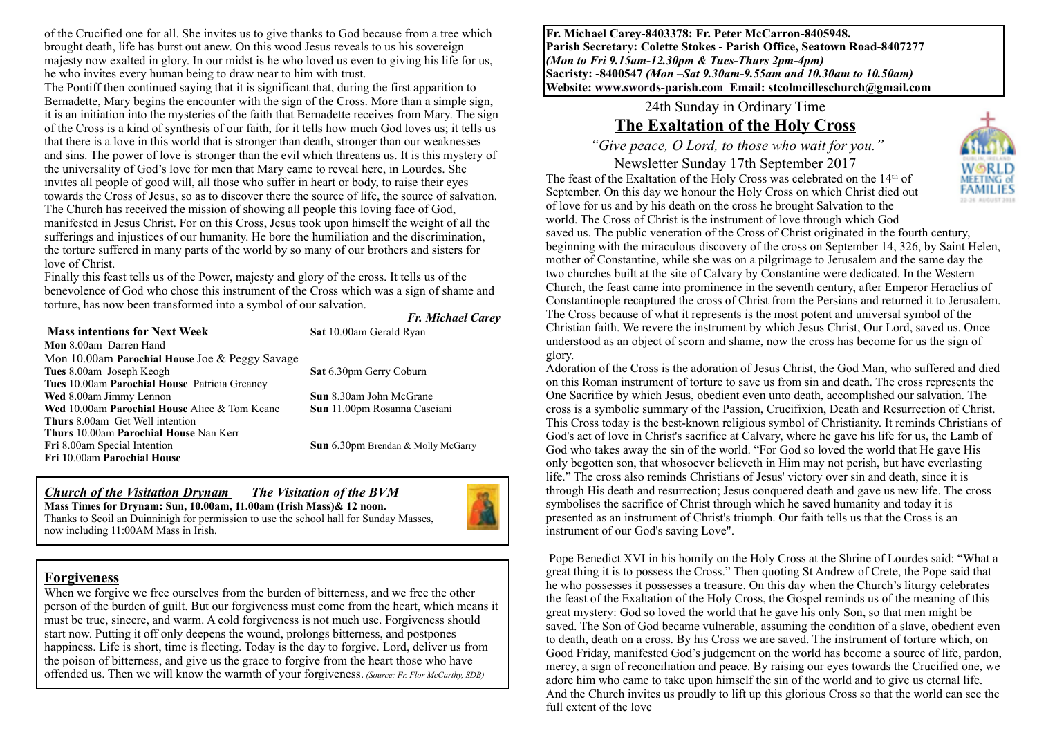of the Crucified one for all. She invites us to give thanks to God because from a tree which brought death, life has burst out anew. On this wood Jesus reveals to us his sovereign majesty now exalted in glory. In our midst is he who loved us even to giving his life for us, he who invites every human being to draw near to him with trust.

The Pontiff then continued saying that it is significant that, during the first apparition to Bernadette, Mary begins the encounter with the sign of the Cross. More than a simple sign, it is an initiation into the mysteries of the faith that Bernadette receives from Mary. The sign of the Cross is a kind of synthesis of our faith, for it tells how much God loves us; it tells us that there is a love in this world that is stronger than death, stronger than our weaknesses and sins. The power of love is stronger than the evil which threatens us. It is this mystery of the universality of God's love for men that Mary came to reveal here, in Lourdes. She invites all people of good will, all those who suffer in heart or body, to raise their eyes towards the Cross of Jesus, so as to discover there the source of life, the source of salvation. The Church has received the mission of showing all people this loving face of God, manifested in Jesus Christ. For on this Cross, Jesus took upon himself the weight of all the sufferings and injustices of our humanity. He bore the humiliation and the discrimination, the torture suffered in many parts of the world by so many of our brothers and sisters for love of Christ.

Finally this feast tells us of the Power, majesty and glory of the cross. It tells us of the benevolence of God who chose this instrument of the Cross which was a sign of shame and torture, has now been transformed into a symbol of our salvation.

***Fr. Michael Carey***

**Mass intentions for Next Week**

**Mon** 8.00am Darren Hand
Mon 10.00am **Parochial House** Joe & Peggy Savage
**Tues** 8.00am Joseph Keogh
**Tues** 10.00am **Parochial House** Patricia Greaney
**Wed** 8.00am Jimmy Lennon
**Wed** 10.00am **Parochial House** Alice & Tom Keane
**Thurs** 8.00am Get Well intention
**Thurs** 10.00am **Parochial House** Nan Kerr
**Fri** 8.00am Special Intention
**Fri** 10.00am **Parochial House**
**Sat** 10.00am Gerald Ryan
**Sat** 6.30pm Gerry Coburn
**Sun** 8.30am John McGrane
**Sun** 11.00pm Rosanna Casciani
**Sun** 6.30pm Brendan & Molly McGarry

***Church of the Visitation Drynam*** ***The Visitation of the BVM***

**Mass Times for Drynam: Sun, 10.00am, 11.00am (Irish Mass)& 12 noon.**
Thanks to Scoil an Duinninigh for permission to use the school hall for Sunday Masses, now including 11:00AM Mass in Irish.

## Forgiveness

When we forgive we free ourselves from the burden of bitterness, and we free the other person of the burden of guilt. But our forgiveness must come from the heart, which means it must be true, sincere, and warm. A cold forgiveness is not much use. Forgiveness should start now. Putting it off only deepens the wound, prolongs bitterness, and postpones happiness. Life is short, time is fleeting. Today is the day to forgive. Lord, deliver us from the poison of bitterness, and give us the grace to forgive from the heart those who have offended us. Then we will know the warmth of your forgiveness. *(Source: Fr. Flor McCarthy, SDB)*

**Fr. Michael Carey-8403378: Fr. Peter McCarron-8405948.**
**Parish Secretary: Colette Stokes - Parish Office, Seatown Road-8407277**
***(Mon to Fri 9.15am-12.30pm & Tues-Thurs 2pm-4pm)***
**Sacristy: -8400547** ***(Mon –Sat 9.30am-9.55am and 10.30am to 10.50am)***
**Website: www.swords-parish.com Email: stcolmcilleschurch@gmail.com**

24th Sunday in Ordinary Time

## The Exaltation of the Holy Cross

*"Give peace, O Lord, to those who wait for you."*

Newsletter Sunday 17th September 2017

The feast of the Exaltation of the Holy Cross was celebrated on the 14th of September. On this day we honour the Holy Cross on which Christ died out of love for us and by his death on the cross he brought Salvation to the world. The Cross of Christ is the instrument of love through which God saved us. The public veneration of the Cross of Christ originated in the fourth century, beginning with the miraculous discovery of the cross on September 14, 326, by Saint Helen, mother of Constantine, while she was on a pilgrimage to Jerusalem and the same day the two churches built at the site of Calvary by Constantine were dedicated. In the Western Church, the feast came into prominence in the seventh century, after Emperor Heraclius of Constantinople recaptured the cross of Christ from the Persians and returned it to Jerusalem. The Cross because of what it represents is the most potent and universal symbol of the Christian faith. We revere the instrument by which Jesus Christ, Our Lord, saved us. Once understood as an object of scorn and shame, now the cross has become for us the sign of glory.

Adoration of the Cross is the adoration of Jesus Christ, the God Man, who suffered and died on this Roman instrument of torture to save us from sin and death. The cross represents the One Sacrifice by which Jesus, obedient even unto death, accomplished our salvation. The cross is a symbolic summary of the Passion, Crucifixion, Death and Resurrection of Christ. This Cross today is the best-known religious symbol of Christianity. It reminds Christians of God's act of love in Christ's sacrifice at Calvary, where he gave his life for us, the Lamb of God who takes away the sin of the world. "For God so loved the world that He gave His only begotten son, that whosoever believeth in Him may not perish, but have everlasting life." The cross also reminds Christians of Jesus' victory over sin and death, since it is through His death and resurrection; Jesus conquered death and gave us new life. The cross symbolises the sacrifice of Christ through which he saved humanity and today it is presented as an instrument of Christ's triumph. Our faith tells us that the Cross is an instrument of our God's saving Love".

Pope Benedict XVI in his homily on the Holy Cross at the Shrine of Lourdes said: "What a great thing it is to possess the Cross." Then quoting St Andrew of Crete, the Pope said that he who possesses it possesses a treasure. On this day when the Church's liturgy celebrates the feast of the Exaltation of the Holy Cross, the Gospel reminds us of the meaning of this great mystery: God so loved the world that he gave his only Son, so that men might be saved. The Son of God became vulnerable, assuming the condition of a slave, obedient even to death, death on a cross. By his Cross we are saved. The instrument of torture which, on Good Friday, manifested God's judgement on the world has become a source of life, pardon, mercy, a sign of reconciliation and peace. By raising our eyes towards the Crucified one, we adore him who came to take upon himself the sin of the world and to give us eternal life. And the Church invites us proudly to lift up this glorious Cross so that the world can see the full extent of the love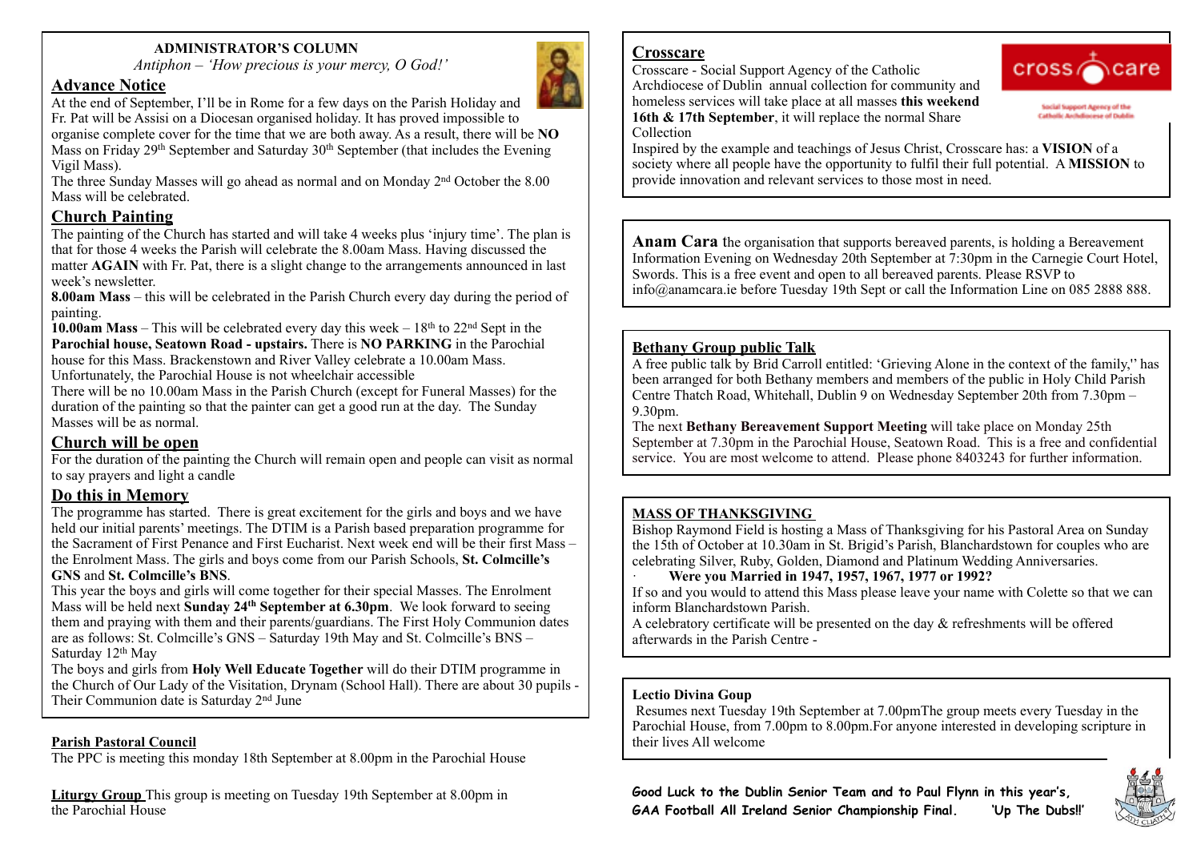**ADMINISTRATOR'S COLUMN**

*Antiphon – 'How precious is your mercy, O God!'*

## Advance Notice

At the end of September, I'll be in Rome for a few days on the Parish Holiday and Fr. Pat will be Assisi on a Diocesan organised holiday. It has proved impossible to organise complete cover for the time that we are both away. As a result, there will be **NO** Mass on Friday 29th September and Saturday 30th September (that includes the Evening Vigil Mass).

The three Sunday Masses will go ahead as normal and on Monday 2nd October the 8.00 Mass will be celebrated.

## Church Painting

The painting of the Church has started and will take 4 weeks plus 'injury time'. The plan is that for those 4 weeks the Parish will celebrate the 8.00am Mass. Having discussed the matter **AGAIN** with Fr. Pat, there is a slight change to the arrangements announced in last week's newsletter.

**8.00am Mass** – this will be celebrated in the Parish Church every day during the period of painting.

**10.00am Mass** – This will be celebrated every day this week – 18th to 22nd Sept in the **Parochial house, Seatown Road - upstairs.** There is **NO PARKING** in the Parochial house for this Mass. Brackenstown and River Valley celebrate a 10.00am Mass. Unfortunately, the Parochial House is not wheelchair accessible

There will be no 10.00am Mass in the Parish Church (except for Funeral Masses) for the duration of the painting so that the painter can get a good run at the day. The Sunday Masses will be as normal.

## Church will be open

For the duration of the painting the Church will remain open and people can visit as normal to say prayers and light a candle

## Do this in Memory

The programme has started. There is great excitement for the girls and boys and we have held our initial parents' meetings. The DTIM is a Parish based preparation programme for the Sacrament of First Penance and First Eucharist. Next week end will be their first Mass – the Enrolment Mass. The girls and boys come from our Parish Schools, **St. Colmcille's GNS** and **St. Colmcille's BNS**.

This year the boys and girls will come together for their special Masses. The Enrolment Mass will be held next **Sunday 24th September at 6.30pm**. We look forward to seeing them and praying with them and their parents/guardians. The First Holy Communion dates are as follows: St. Colmcille's GNS – Saturday 19th May and St. Colmcille's BNS – Saturday 12th May

The boys and girls from **Holy Well Educate Together** will do their DTIM programme in the Church of Our Lady of the Visitation, Drynam (School Hall). There are about 30 pupils - Their Communion date is Saturday 2nd June

**Parish Pastoral Council**

The PPC is meeting this monday 18th September at 8.00pm in the Parochial House

**Liturgy Group** This group is meeting on Tuesday 19th September at 8.00pm in the Parochial House

## Crosscare

Crosscare - Social Support Agency of the Catholic Archdiocese of Dublin annual collection for community and homeless services will take place at all masses **this weekend 16th & 17th September**, it will replace the normal Share Collection

Inspired by the example and teachings of Jesus Christ, Crosscare has: a **VISION** of a society where all people have the opportunity to fulfil their full potential. A **MISSION** to provide innovation and relevant services to those most in need.

**Anam Cara** the organisation that supports bereaved parents, is holding a Bereavement Information Evening on Wednesday 20th September at 7:30pm in the Carnegie Court Hotel, Swords. This is a free event and open to all bereaved parents. Please RSVP to info@anamcara.ie before Tuesday 19th Sept or call the Information Line on 085 2888 888.

## Bethany Group public Talk

A free public talk by Brid Carroll entitled: 'Grieving Alone in the context of the family,'' has been arranged for both Bethany members and members of the public in Holy Child Parish Centre Thatch Road, Whitehall, Dublin 9 on Wednesday September 20th from 7.30pm – 9.30pm.

The next **Bethany Bereavement Support Meeting** will take place on Monday 25th September at 7.30pm in the Parochial House, Seatown Road. This is a free and confidential service. You are most welcome to attend. Please phone 8403243 for further information.

**MASS OF THANKSGIVING**

Bishop Raymond Field is hosting a Mass of Thanksgiving for his Pastoral Area on Sunday the 15th of October at 10.30am in St. Brigid's Parish, Blanchardstown for couples who are celebrating Silver, Ruby, Golden, Diamond and Platinum Wedding Anniversaries.

- **Were you Married in 1947, 1957, 1967, 1977 or 1992?**

If so and you would to attend this Mass please leave your name with Colette so that we can inform Blanchardstown Parish.

A celebratory certificate will be presented on the day & refreshments will be offered afterwards in the Parish Centre -

**Lectio Divina Goup**

Resumes next Tuesday 19th September at 7.00pmThe group meets every Tuesday in the Parochial House, from 7.00pm to 8.00pm.For anyone interested in developing scripture in their lives All welcome

**Good Luck to the Dublin Senior Team and to Paul Flynn in this year's, GAA Football All Ireland Senior Championship Final. 'Up The Dubs!!'**